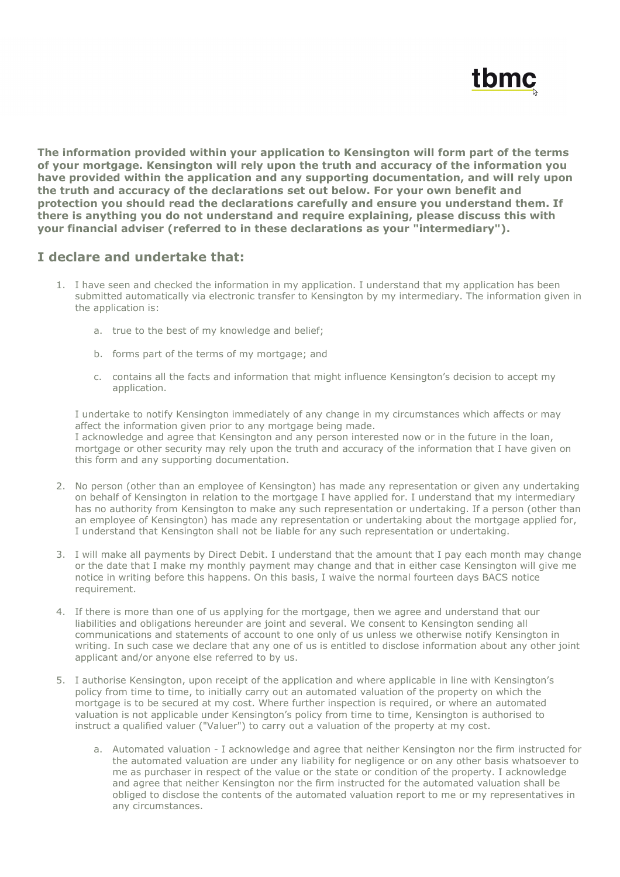tbmc

**The information provided within your application to Kensington will form part of the terms of your mortgage. Kensington will rely upon the truth and accuracy of the information you have provided within the application and any supporting documentation, and will rely upon the truth and accuracy of the declarations set out below. For your own benefit and protection you should read the declarations carefully and ensure you understand them. If there is anything you do not understand and require explaining, please discuss this with your financial adviser (referred to in these declarations as your "intermediary").**

## I declare and undertake that:

1. I have seen and checked the information in my application. I understand that my application has been submitted automatically via electronic transfer to Kensington by my intermediary. The information given in the application is:

    a. true to the best of my knowledge and belief;

    b. forms part of the terms of my mortgage; and

    c. contains all the facts and information that might influence Kensington's decision to accept my application.

    I undertake to notify Kensington immediately of any change in my circumstances which affects or may affect the information given prior to any mortgage being made.
    I acknowledge and agree that Kensington and any person interested now or in the future in the loan, mortgage or other security may rely upon the truth and accuracy of the information that I have given on this form and any supporting documentation.

2. No person (other than an employee of Kensington) has made any representation or given any undertaking on behalf of Kensington in relation to the mortgage I have applied for. I understand that my intermediary has no authority from Kensington to make any such representation or undertaking. If a person (other than an employee of Kensington) has made any representation or undertaking about the mortgage applied for, I understand that Kensington shall not be liable for any such representation or undertaking.

3. I will make all payments by Direct Debit. I understand that the amount that I pay each month may change or the date that I make my monthly payment may change and that in either case Kensington will give me notice in writing before this happens. On this basis, I waive the normal fourteen days BACS notice requirement.

4. If there is more than one of us applying for the mortgage, then we agree and understand that our liabilities and obligations hereunder are joint and several. We consent to Kensington sending all communications and statements of account to one only of us unless we otherwise notify Kensington in writing. In such case we declare that any one of us is entitled to disclose information about any other joint applicant and/or anyone else referred to by us.

5. I authorise Kensington, upon receipt of the application and where applicable in line with Kensington's policy from time to time, to initially carry out an automated valuation of the property on which the mortgage is to be secured at my cost. Where further inspection is required, or where an automated valuation is not applicable under Kensington's policy from time to time, Kensington is authorised to instruct a qualified valuer ("Valuer") to carry out a valuation of the property at my cost.

    a. Automated valuation - I acknowledge and agree that neither Kensington nor the firm instructed for the automated valuation are under any liability for negligence or on any other basis whatsoever to me as purchaser in respect of the value or the state or condition of the property. I acknowledge and agree that neither Kensington nor the firm instructed for the automated valuation shall be obliged to disclose the contents of the automated valuation report to me or my representatives in any circumstances.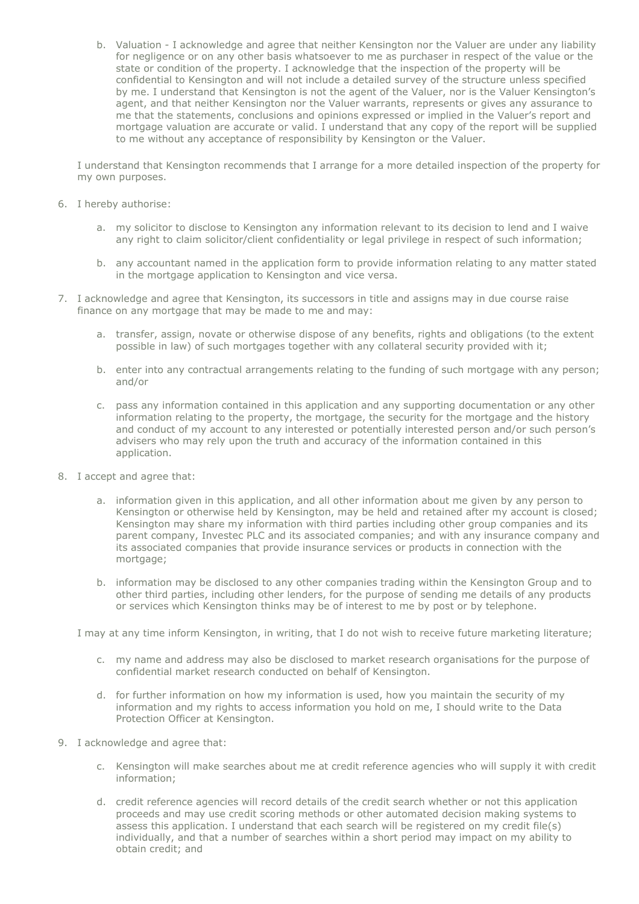b. Valuation - I acknowledge and agree that neither Kensington nor the Valuer are under any liability for negligence or on any other basis whatsoever to me as purchaser in respect of the value or the state or condition of the property. I acknowledge that the inspection of the property will be confidential to Kensington and will not include a detailed survey of the structure unless specified by me. I understand that Kensington is not the agent of the Valuer, nor is the Valuer Kensington's agent, and that neither Kensington nor the Valuer warrants, represents or gives any assurance to me that the statements, conclusions and opinions expressed or implied in the Valuer's report and mortgage valuation are accurate or valid. I understand that any copy of the report will be supplied to me without any acceptance of responsibility by Kensington or the Valuer.

I understand that Kensington recommends that I arrange for a more detailed inspection of the property for my own purposes.

6. I hereby authorise:

   a. my solicitor to disclose to Kensington any information relevant to its decision to lend and I waive any right to claim solicitor/client confidentiality or legal privilege in respect of such information;

   b. any accountant named in the application form to provide information relating to any matter stated in the mortgage application to Kensington and vice versa.

7. I acknowledge and agree that Kensington, its successors in title and assigns may in due course raise finance on any mortgage that may be made to me and may:

   a. transfer, assign, novate or otherwise dispose of any benefits, rights and obligations (to the extent possible in law) of such mortgages together with any collateral security provided with it;

   b. enter into any contractual arrangements relating to the funding of such mortgage with any person; and/or

   c. pass any information contained in this application and any supporting documentation or any other information relating to the property, the mortgage, the security for the mortgage and the history and conduct of my account to any interested or potentially interested person and/or such person's advisers who may rely upon the truth and accuracy of the information contained in this application.

8. I accept and agree that:

   a. information given in this application, and all other information about me given by any person to Kensington or otherwise held by Kensington, may be held and retained after my account is closed; Kensington may share my information with third parties including other group companies and its parent company, Investec PLC and its associated companies; and with any insurance company and its associated companies that provide insurance services or products in connection with the mortgage;

   b. information may be disclosed to any other companies trading within the Kensington Group and to other third parties, including other lenders, for the purpose of sending me details of any products or services which Kensington thinks may be of interest to me by post or by telephone.

   I may at any time inform Kensington, in writing, that I do not wish to receive future marketing literature;

   c. my name and address may also be disclosed to market research organisations for the purpose of confidential market research conducted on behalf of Kensington.

   d. for further information on how my information is used, how you maintain the security of my information and my rights to access information you hold on me, I should write to the Data Protection Officer at Kensington.

9. I acknowledge and agree that:

   c. Kensington will make searches about me at credit reference agencies who will supply it with credit information;

   d. credit reference agencies will record details of the credit search whether or not this application proceeds and may use credit scoring methods or other automated decision making systems to assess this application. I understand that each search will be registered on my credit file(s) individually, and that a number of searches within a short period may impact on my ability to obtain credit; and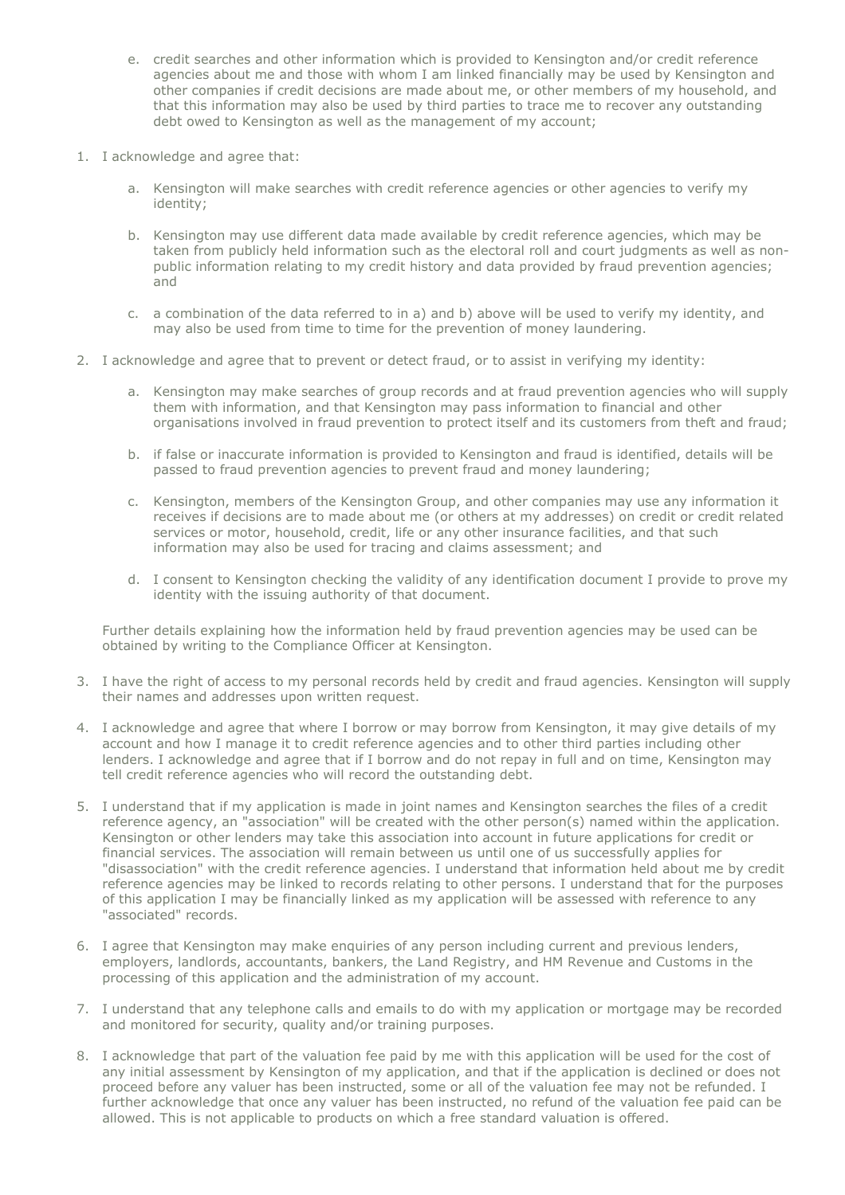e. credit searches and other information which is provided to Kensington and/or credit reference agencies about me and those with whom I am linked financially may be used by Kensington and other companies if credit decisions are made about me, or other members of my household, and that this information may also be used by third parties to trace me to recover any outstanding debt owed to Kensington as well as the management of my account;

1. I acknowledge and agree that:

   a. Kensington will make searches with credit reference agencies or other agencies to verify my identity;

   b. Kensington may use different data made available by credit reference agencies, which may be taken from publicly held information such as the electoral roll and court judgments as well as non-public information relating to my credit history and data provided by fraud prevention agencies; and

   c. a combination of the data referred to in a) and b) above will be used to verify my identity, and may also be used from time to time for the prevention of money laundering.

2. I acknowledge and agree that to prevent or detect fraud, or to assist in verifying my identity:

   a. Kensington may make searches of group records and at fraud prevention agencies who will supply them with information, and that Kensington may pass information to financial and other organisations involved in fraud prevention to protect itself and its customers from theft and fraud;

   b. if false or inaccurate information is provided to Kensington and fraud is identified, details will be passed to fraud prevention agencies to prevent fraud and money laundering;

   c. Kensington, members of the Kensington Group, and other companies may use any information it receives if decisions are to made about me (or others at my addresses) on credit or credit related services or motor, household, credit, life or any other insurance facilities, and that such information may also be used for tracing and claims assessment; and

   d. I consent to Kensington checking the validity of any identification document I provide to prove my identity with the issuing authority of that document.

   Further details explaining how the information held by fraud prevention agencies may be used can be obtained by writing to the Compliance Officer at Kensington.

3. I have the right of access to my personal records held by credit and fraud agencies. Kensington will supply their names and addresses upon written request.

4. I acknowledge and agree that where I borrow or may borrow from Kensington, it may give details of my account and how I manage it to credit reference agencies and to other third parties including other lenders. I acknowledge and agree that if I borrow and do not repay in full and on time, Kensington may tell credit reference agencies who will record the outstanding debt.

5. I understand that if my application is made in joint names and Kensington searches the files of a credit reference agency, an "association" will be created with the other person(s) named within the application. Kensington or other lenders may take this association into account in future applications for credit or financial services. The association will remain between us until one of us successfully applies for "disassociation" with the credit reference agencies. I understand that information held about me by credit reference agencies may be linked to records relating to other persons. I understand that for the purposes of this application I may be financially linked as my application will be assessed with reference to any "associated" records.

6. I agree that Kensington may make enquiries of any person including current and previous lenders, employers, landlords, accountants, bankers, the Land Registry, and HM Revenue and Customs in the processing of this application and the administration of my account.

7. I understand that any telephone calls and emails to do with my application or mortgage may be recorded and monitored for security, quality and/or training purposes.

8. I acknowledge that part of the valuation fee paid by me with this application will be used for the cost of any initial assessment by Kensington of my application, and that if the application is declined or does not proceed before any valuer has been instructed, some or all of the valuation fee may not be refunded. I further acknowledge that once any valuer has been instructed, no refund of the valuation fee paid can be allowed. This is not applicable to products on which a free standard valuation is offered.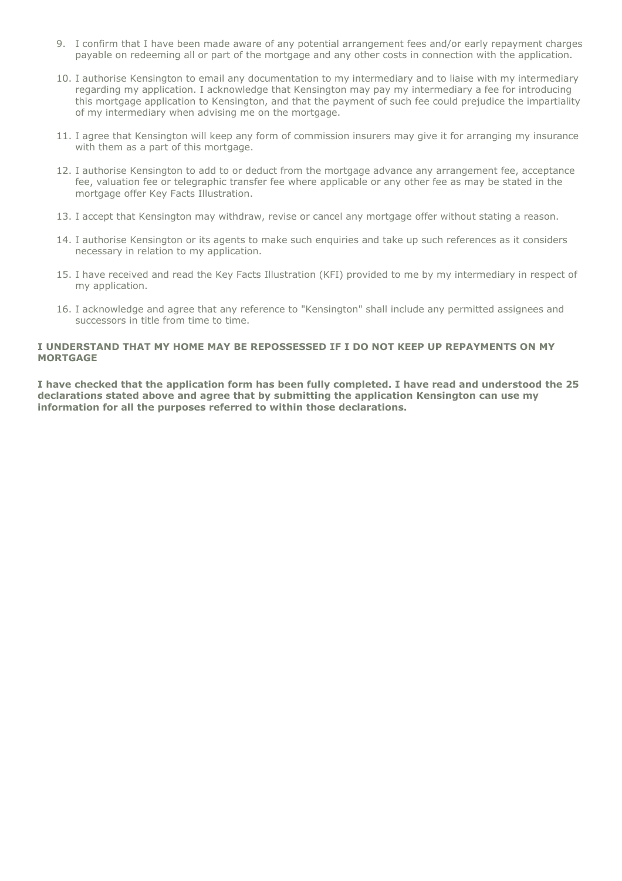9. I confirm that I have been made aware of any potential arrangement fees and/or early repayment charges payable on redeeming all or part of the mortgage and any other costs in connection with the application.

10. I authorise Kensington to email any documentation to my intermediary and to liaise with my intermediary regarding my application. I acknowledge that Kensington may pay my intermediary a fee for introducing this mortgage application to Kensington, and that the payment of such fee could prejudice the impartiality of my intermediary when advising me on the mortgage.

11. I agree that Kensington will keep any form of commission insurers may give it for arranging my insurance with them as a part of this mortgage.

12. I authorise Kensington to add to or deduct from the mortgage advance any arrangement fee, acceptance fee, valuation fee or telegraphic transfer fee where applicable or any other fee as may be stated in the mortgage offer Key Facts Illustration.

13. I accept that Kensington may withdraw, revise or cancel any mortgage offer without stating a reason.

14. I authorise Kensington or its agents to make such enquiries and take up such references as it considers necessary in relation to my application.

15. I have received and read the Key Facts Illustration (KFI) provided to me by my intermediary in respect of my application.

16. I acknowledge and agree that any reference to "Kensington" shall include any permitted assignees and successors in title from time to time.

**I UNDERSTAND THAT MY HOME MAY BE REPOSSESSED IF I DO NOT KEEP UP REPAYMENTS ON MY MORTGAGE**

**I have checked that the application form has been fully completed. I have read and understood the 25 declarations stated above and agree that by submitting the application Kensington can use my information for all the purposes referred to within those declarations.**